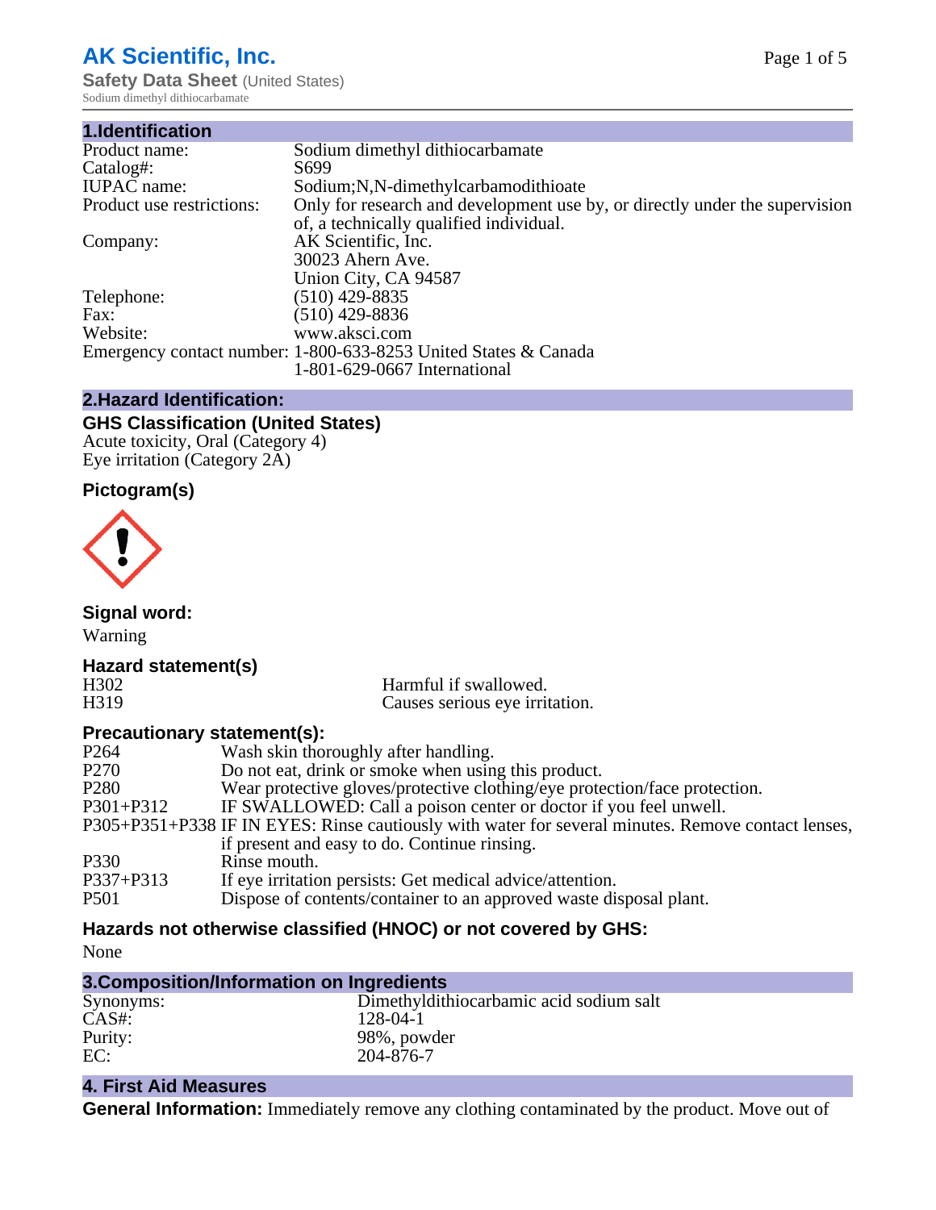# AK Scientific, Inc.

**Safety Data Sheet** (United States)
Sodium dimethyl dithiocarbamate

## 1.Identification

| | |
|---|---|
| Product name: | Sodium dimethyl dithiocarbamate |
| Catalog#: | S699 |
| IUPAC name: | Sodium;N,N-dimethylcarbamodithioate |
| Product use restrictions: | Only for research and development use by, or directly under the supervision of, a technically qualified individual. |
| Company: | AK Scientific, Inc.<br>30023 Ahern Ave.<br>Union City, CA 94587 |
| Telephone: | (510) 429-8835 |
| Fax: | (510) 429-8836 |
| Website: | www.aksci.com |
| Emergency contact number: | 1-800-633-8253 United States & Canada<br>1-801-629-0667 International |

## 2.Hazard Identification:

### GHS Classification (United States)

Acute toxicity, Oral (Category 4)
Eye irritation (Category 2A)

### Pictogram(s)

### Signal word:

Warning

### Hazard statement(s)

| | |
|---|---|
| H302 | Harmful if swallowed. |
| H319 | Causes serious eye irritation. |

### Precautionary statement(s):

| | |
|---|---|
| P264 | Wash skin thoroughly after handling. |
| P270 | Do not eat, drink or smoke when using this product. |
| P280 | Wear protective gloves/protective clothing/eye protection/face protection. |
| P301+P312 | IF SWALLOWED: Call a poison center or doctor if you feel unwell. |
| P305+P351+P338 | IF IN EYES: Rinse cautiously with water for several minutes. Remove contact lenses, if present and easy to do. Continue rinsing. |
| P330 | Rinse mouth. |
| P337+P313 | If eye irritation persists: Get medical advice/attention. |
| P501 | Dispose of contents/container to an approved waste disposal plant. |

### Hazards not otherwise classified (HNOC) or not covered by GHS:

None

## 3.Composition/Information on Ingredients

| | |
|---|---|
| Synonyms: | Dimethyldithiocarbamic acid sodium salt |
| CAS#: | 128-04-1 |
| Purity: | 98%, powder |
| EC: | 204-876-7 |

## 4. First Aid Measures

**General Information:** Immediately remove any clothing contaminated by the product. Move out of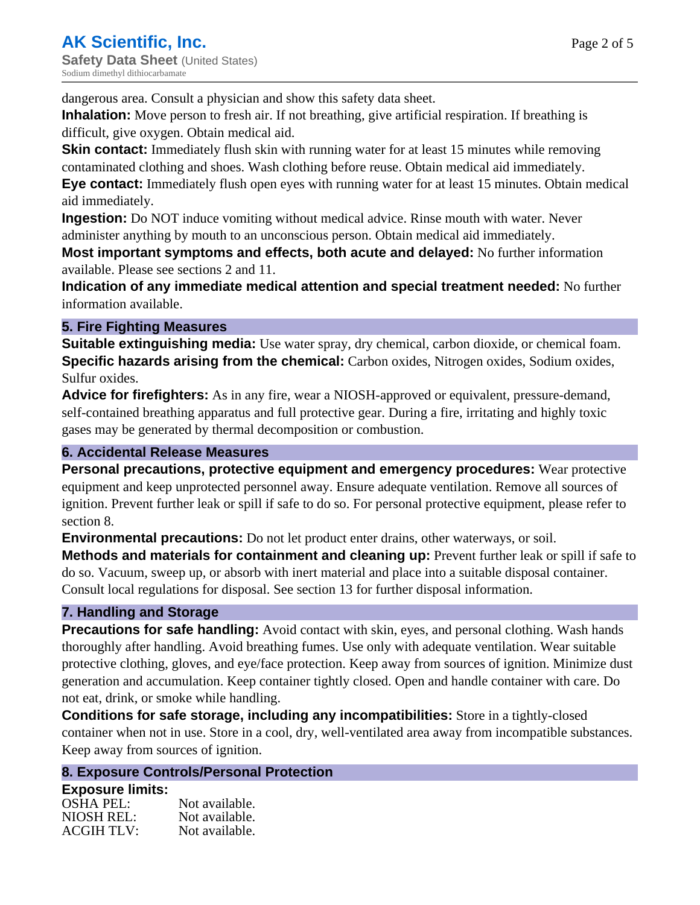dangerous area. Consult a physician and show this safety data sheet.

**Inhalation:** Move person to fresh air. If not breathing, give artificial respiration. If breathing is difficult, give oxygen. Obtain medical aid.

**Skin contact:** Immediately flush skin with running water for at least 15 minutes while removing contaminated clothing and shoes. Wash clothing before reuse. Obtain medical aid immediately.

**Eye contact:** Immediately flush open eyes with running water for at least 15 minutes. Obtain medical aid immediately.

**Ingestion:** Do NOT induce vomiting without medical advice. Rinse mouth with water. Never administer anything by mouth to an unconscious person. Obtain medical aid immediately.

**Most important symptoms and effects, both acute and delayed:** No further information available. Please see sections 2 and 11.

**Indication of any immediate medical attention and special treatment needed:** No further information available.

## 5. Fire Fighting Measures

**Suitable extinguishing media:** Use water spray, dry chemical, carbon dioxide, or chemical foam.

**Specific hazards arising from the chemical:** Carbon oxides, Nitrogen oxides, Sodium oxides, Sulfur oxides.

**Advice for firefighters:** As in any fire, wear a NIOSH-approved or equivalent, pressure-demand, self-contained breathing apparatus and full protective gear. During a fire, irritating and highly toxic gases may be generated by thermal decomposition or combustion.

## 6. Accidental Release Measures

**Personal precautions, protective equipment and emergency procedures:** Wear protective equipment and keep unprotected personnel away. Ensure adequate ventilation. Remove all sources of ignition. Prevent further leak or spill if safe to do so. For personal protective equipment, please refer to section 8.

**Environmental precautions:** Do not let product enter drains, other waterways, or soil.

**Methods and materials for containment and cleaning up:** Prevent further leak or spill if safe to do so. Vacuum, sweep up, or absorb with inert material and place into a suitable disposal container. Consult local regulations for disposal. See section 13 for further disposal information.

## 7. Handling and Storage

**Precautions for safe handling:** Avoid contact with skin, eyes, and personal clothing. Wash hands thoroughly after handling. Avoid breathing fumes. Use only with adequate ventilation. Wear suitable protective clothing, gloves, and eye/face protection. Keep away from sources of ignition. Minimize dust generation and accumulation. Keep container tightly closed. Open and handle container with care. Do not eat, drink, or smoke while handling.

**Conditions for safe storage, including any incompatibilities:** Store in a tightly-closed container when not in use. Store in a cool, dry, well-ventilated area away from incompatible substances. Keep away from sources of ignition.

## 8. Exposure Controls/Personal Protection

**Exposure limits:**

| | |
|---|---|
| OSHA PEL: | Not available. |
| NIOSH REL: | Not available. |
| ACGIH TLV: | Not available. |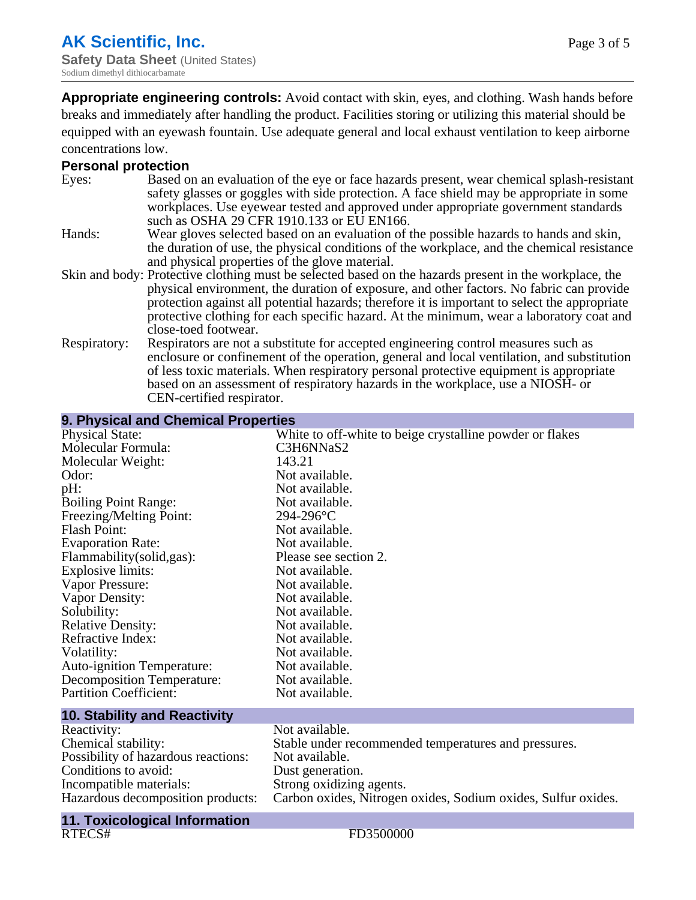**Appropriate engineering controls:** Avoid contact with skin, eyes, and clothing. Wash hands before breaks and immediately after handling the product. Facilities storing or utilizing this material should be equipped with an eyewash fountain. Use adequate general and local exhaust ventilation to keep airborne concentrations low.

### Personal protection

| | |
|---|---|
| Eyes: | Based on an evaluation of the eye or face hazards present, wear chemical splash-resistant safety glasses or goggles with side protection. A face shield may be appropriate in some workplaces. Use eyewear tested and approved under appropriate government standards such as OSHA 29 CFR 1910.133 or EU EN166. |
| Hands: | Wear gloves selected based on an evaluation of the possible hazards to hands and skin, the duration of use, the physical conditions of the workplace, and the chemical resistance and physical properties of the glove material. |
| Skin and body: | Protective clothing must be selected based on the hazards present in the workplace, the physical environment, the duration of exposure, and other factors. No fabric can provide protection against all potential hazards; therefore it is important to select the appropriate protective clothing for each specific hazard. At the minimum, wear a laboratory coat and close-toed footwear. |
| Respiratory: | Respirators are not a substitute for accepted engineering control measures such as enclosure or confinement of the operation, general and local ventilation, and substitution of less toxic materials. When respiratory personal protective equipment is appropriate based on an assessment of respiratory hazards in the workplace, use a NIOSH- or CEN-certified respirator. |

## 9. Physical and Chemical Properties

| | |
|---|---|
| Physical State: | White to off-white to beige crystalline powder or flakes |
| Molecular Formula: | C3H6NNaS2 |
| Molecular Weight: | 143.21 |
| Odor: | Not available. |
| pH: | Not available. |
| Boiling Point Range: | Not available. |
| Freezing/Melting Point: | 294-296°C |
| Flash Point: | Not available. |
| Evaporation Rate: | Not available. |
| Flammability(solid,gas): | Please see section 2. |
| Explosive limits: | Not available. |
| Vapor Pressure: | Not available. |
| Vapor Density: | Not available. |
| Solubility: | Not available. |
| Relative Density: | Not available. |
| Refractive Index: | Not available. |
| Volatility: | Not available. |
| Auto-ignition Temperature: | Not available. |
| Decomposition Temperature: | Not available. |
| Partition Coefficient: | Not available. |

## 10. Stability and Reactivity

| | |
|---|---|
| Reactivity: | Not available. |
| Chemical stability: | Stable under recommended temperatures and pressures. |
| Possibility of hazardous reactions: | Not available. |
| Conditions to avoid: | Dust generation. |
| Incompatible materials: | Strong oxidizing agents. |
| Hazardous decomposition products: | Carbon oxides, Nitrogen oxides, Sodium oxides, Sulfur oxides. |

## 11. Toxicological Information

| | |
|---|---|
| RTECS# | FD3500000 |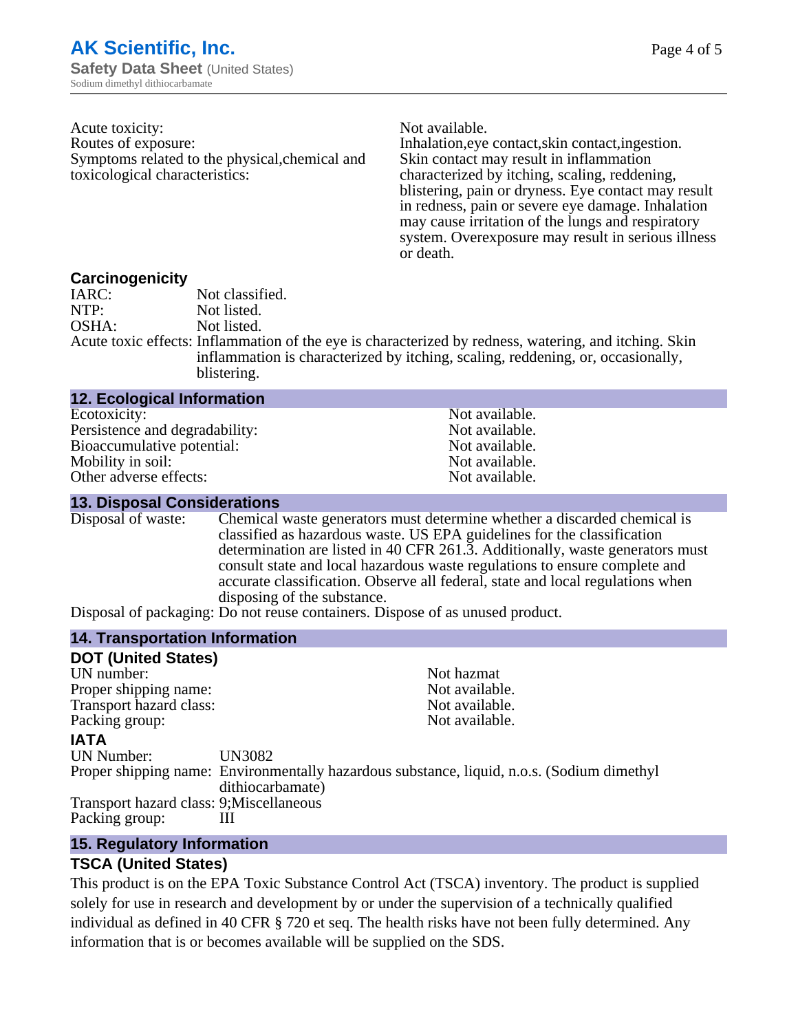| | |
|---|---|
| Acute toxicity: | Not available. |
| Routes of exposure: | Inhalation,eye contact,skin contact,ingestion. |
| Symptoms related to the physical,chemical and toxicological characteristics: | Skin contact may result in inflammation characterized by itching, scaling, reddening, blistering, pain or dryness. Eye contact may result in redness, pain or severe eye damage. Inhalation may cause irritation of the lungs and respiratory system. Overexposure may result in serious illness or death. |

### Carcinogenicity

| | |
|---|---|
| IARC: | Not classified. |
| NTP: | Not listed. |
| OSHA: | Not listed. |
| Acute toxic effects: | Inflammation of the eye is characterized by redness, watering, and itching. Skin inflammation is characterized by itching, scaling, reddening, or, occasionally, blistering. |

## 12. Ecological Information

| | |
|---|---|
| Ecotoxicity: | Not available. |
| Persistence and degradability: | Not available. |
| Bioaccumulative potential: | Not available. |
| Mobility in soil: | Not available. |
| Other adverse effects: | Not available. |

## 13. Disposal Considerations

| | |
|---|---|
| Disposal of waste: | Chemical waste generators must determine whether a discarded chemical is classified as hazardous waste. US EPA guidelines for the classification determination are listed in 40 CFR 261.3. Additionally, waste generators must consult state and local hazardous waste regulations to ensure complete and accurate classification. Observe all federal, state and local regulations when disposing of the substance. |
| Disposal of packaging: | Do not reuse containers. Dispose of as unused product. |

## 14. Transportation Information

### DOT (United States)

| | |
|---|---|
| UN number: | Not hazmat |
| Proper shipping name: | Not available. |
| Transport hazard class: | Not available. |
| Packing group: | Not available. |

### IATA

| | |
|---|---|
| UN Number: | UN3082 |
| Proper shipping name: | Environmentally hazardous substance, liquid, n.o.s. (Sodium dimethyl dithiocarbamate) |
| Transport hazard class: | 9;Miscellaneous |
| Packing group: | III |

## 15. Regulatory Information

### TSCA (United States)

This product is on the EPA Toxic Substance Control Act (TSCA) inventory. The product is supplied solely for use in research and development by or under the supervision of a technically qualified individual as defined in 40 CFR § 720 et seq. The health risks have not been fully determined. Any information that is or becomes available will be supplied on the SDS.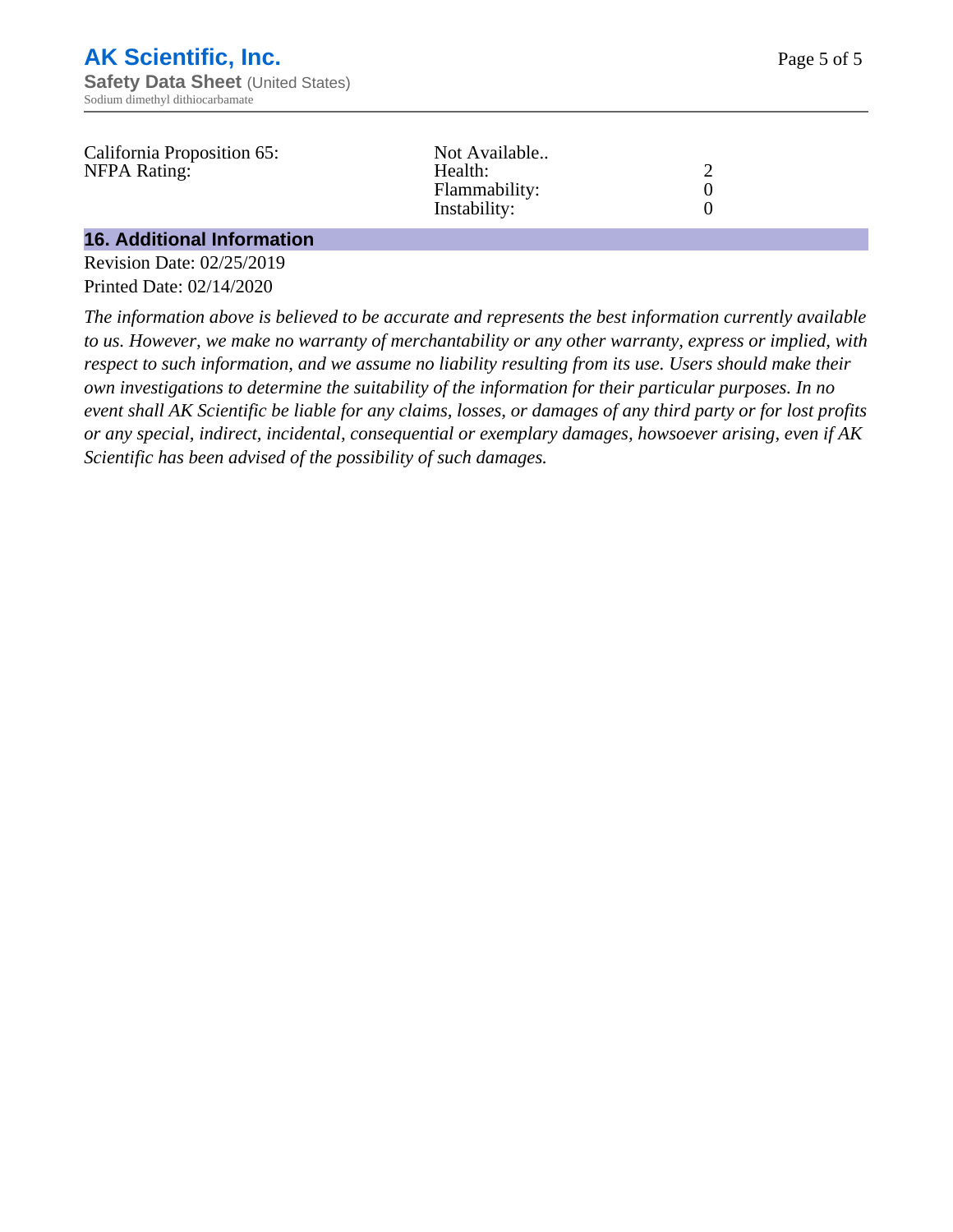| | | |
|---|---|---|
| California Proposition 65: | Not Available.. | |
| NFPA Rating: | Health: | 2 |
| | Flammability: | 0 |
| | Instability: | 0 |

## 16. Additional Information

Revision Date: 02/25/2019

Printed Date: 02/14/2020

*The information above is believed to be accurate and represents the best information currently available to us. However, we make no warranty of merchantability or any other warranty, express or implied, with respect to such information, and we assume no liability resulting from its use. Users should make their own investigations to determine the suitability of the information for their particular purposes. In no event shall AK Scientific be liable for any claims, losses, or damages of any third party or for lost profits or any special, indirect, incidental, consequential or exemplary damages, howsoever arising, even if AK Scientific has been advised of the possibility of such damages.*